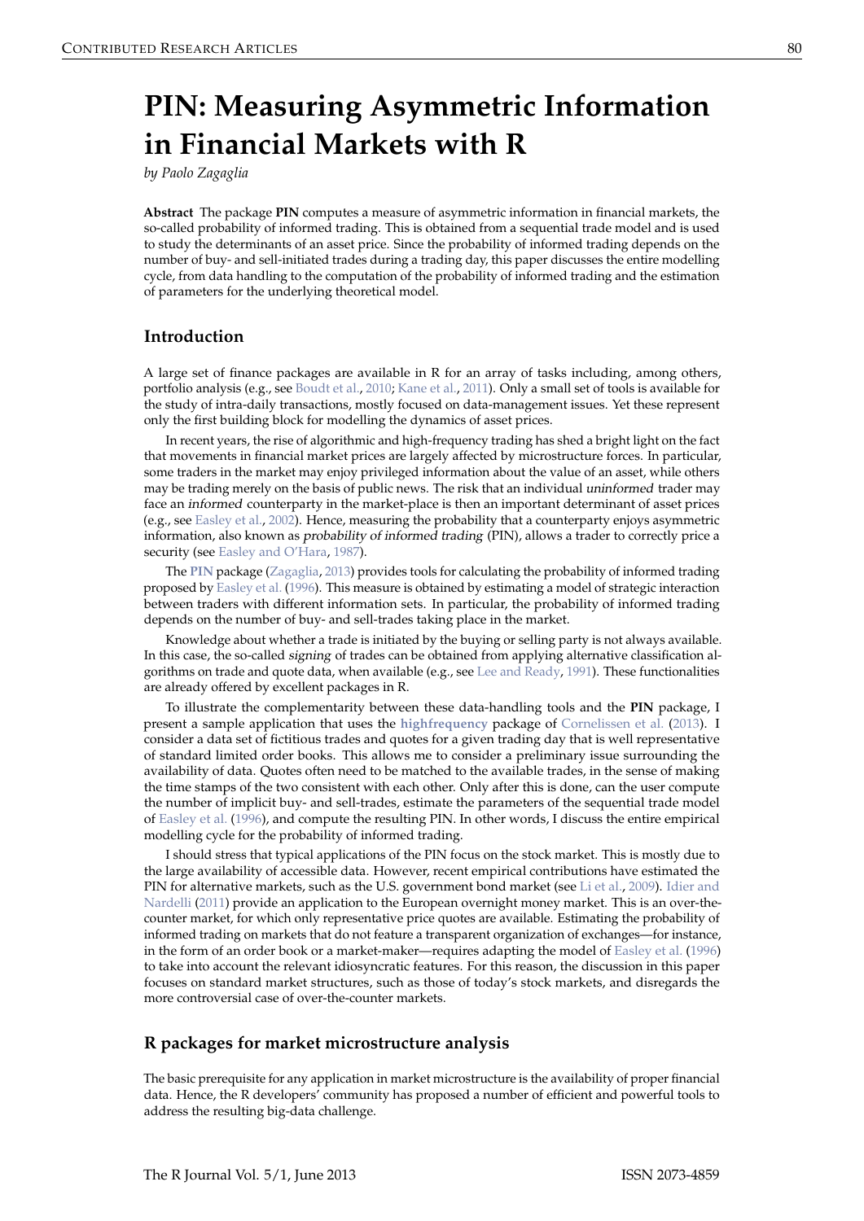# PIN: Measuring Asymmetric Information in Financial Markets with R

*by Paolo Zagaglia*

**Abstract** The package **PIN** computes a measure of asymmetric information in financial markets, the so-called probability of informed trading. This is obtained from a sequential trade model and is used to study the determinants of an asset price. Since the probability of informed trading depends on the number of buy- and sell-initiated trades during a trading day, this paper discusses the entire modelling cycle, from data handling to the computation of the probability of informed trading and the estimation of parameters for the underlying theoretical model.

## Introduction

A large set of finance packages are available in R for an array of tasks including, among others, portfolio analysis (e.g., see Boudt et al., 2010; Kane et al., 2011). Only a small set of tools is available for the study of intra-daily transactions, mostly focused on data-management issues. Yet these represent only the first building block for modelling the dynamics of asset prices.

In recent years, the rise of algorithmic and high-frequency trading has shed a bright light on the fact that movements in financial market prices are largely affected by microstructure forces. In particular, some traders in the market may enjoy privileged information about the value of an asset, while others may be trading merely on the basis of public news. The risk that an individual *uninformed* trader may face an *informed* counterparty in the market-place is then an important determinant of asset prices (e.g., see Easley et al., 2002). Hence, measuring the probability that a counterparty enjoys asymmetric information, also known as *probability of informed trading* (PIN), allows a trader to correctly price a security (see Easley and O'Hara, 1987).

The **PIN** package (Zagaglia, 2013) provides tools for calculating the probability of informed trading proposed by Easley et al. (1996). This measure is obtained by estimating a model of strategic interaction between traders with different information sets. In particular, the probability of informed trading depends on the number of buy- and sell-trades taking place in the market.

Knowledge about whether a trade is initiated by the buying or selling party is not always available. In this case, the so-called *signing* of trades can be obtained from applying alternative classification algorithms on trade and quote data, when available (e.g., see Lee and Ready, 1991). These functionalities are already offered by excellent packages in R.

To illustrate the complementarity between these data-handling tools and the **PIN** package, I present a sample application that uses the **highfrequency** package of Cornelissen et al. (2013). I consider a data set of fictitious trades and quotes for a given trading day that is well representative of standard limited order books. This allows me to consider a preliminary issue surrounding the availability of data. Quotes often need to be matched to the available trades, in the sense of making the time stamps of the two consistent with each other. Only after this is done, can the user compute the number of implicit buy- and sell-trades, estimate the parameters of the sequential trade model of Easley et al. (1996), and compute the resulting PIN. In other words, I discuss the entire empirical modelling cycle for the probability of informed trading.

I should stress that typical applications of the PIN focus on the stock market. This is mostly due to the large availability of accessible data. However, recent empirical contributions have estimated the PIN for alternative markets, such as the U.S. government bond market (see Li et al., 2009). Idier and Nardelli (2011) provide an application to the European overnight money market. This is an over-the-counter market, for which only representative price quotes are available. Estimating the probability of informed trading on markets that do not feature a transparent organization of exchanges—for instance, in the form of an order book or a market-maker—requires adapting the model of Easley et al. (1996) to take into account the relevant idiosyncratic features. For this reason, the discussion in this paper focuses on standard market structures, such as those of today's stock markets, and disregards the more controversial case of over-the-counter markets.

## R packages for market microstructure analysis

The basic prerequisite for any application in market microstructure is the availability of proper financial data. Hence, the R developers' community has proposed a number of efficient and powerful tools to address the resulting big-data challenge.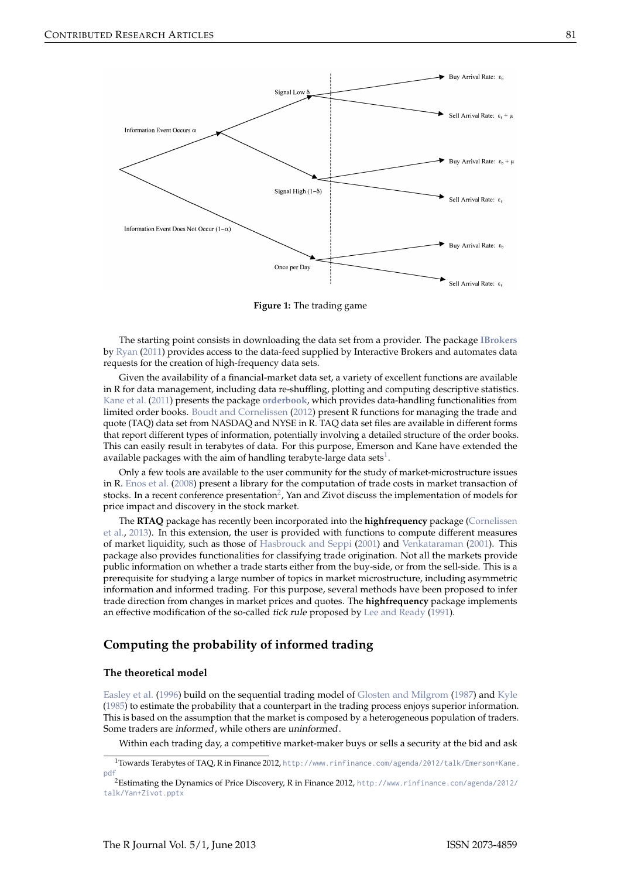Figure 1: The trading game

The starting point consists in downloading the data set from a provider. The package **IBrokers** by Ryan (2011) provides access to the data-feed supplied by Interactive Brokers and automates data requests for the creation of high-frequency data sets.

Given the availability of a financial-market data set, a variety of excellent functions are available in R for data management, including data re-shuffling, plotting and computing descriptive statistics. Kane et al. (2011) presents the package **orderbook**, which provides data-handling functionalities from limited order books. Boudt and Cornelissen (2012) present R functions for managing the trade and quote (TAQ) data set from NASDAQ and NYSE in R. TAQ data set files are available in different forms that report different types of information, potentially involving a detailed structure of the order books. This can easily result in terabytes of data. For this purpose, Emerson and Kane have extended the available packages with the aim of handling terabyte-large data sets[1].

Only a few tools are available to the user community for the study of market-microstructure issues in R. Enos et al. (2008) present a library for the computation of trade costs in market transaction of stocks. In a recent conference presentation[2], Yan and Zivot discuss the implementation of models for price impact and discovery in the stock market.

The **RTAQ** package has recently been incorporated into the **highfrequency** package (Cornelissen et al., 2013). In this extension, the user is provided with functions to compute different measures of market liquidity, such as those of Hasbrouck and Seppi (2001) and Venkataraman (2001). This package also provides functionalities for classifying trade origination. Not all the markets provide public information on whether a trade starts either from the buy-side, or from the sell-side. This is a prerequisite for studying a large number of topics in market microstructure, including asymmetric information and informed trading. For this purpose, several methods have been proposed to infer trade direction from changes in market prices and quotes. The **highfrequency** package implements an effective modification of the so-called *tick rule* proposed by Lee and Ready (1991).

## Computing the probability of informed trading

### The theoretical model

Easley et al. (1996) build on the sequential trading model of Glosten and Milgrom (1987) and Kyle (1985) to estimate the probability that a counterpart in the trading process enjoys superior information. This is based on the assumption that the market is composed by a heterogeneous population of traders. Some traders are *informed*, while others are *uninformed*.

Within each trading day, a competitive market-maker buys or sells a security at the bid and ask

[1] Towards Terabytes of TAQ, R in Finance 2012, http://www.rinfinance.com/agenda/2012/talk/Emerson+Kane.pdf

[2] Estimating the Dynamics of Price Discovery, R in Finance 2012, http://www.rinfinance.com/agenda/2012/talk/Yan+Zivot.pptx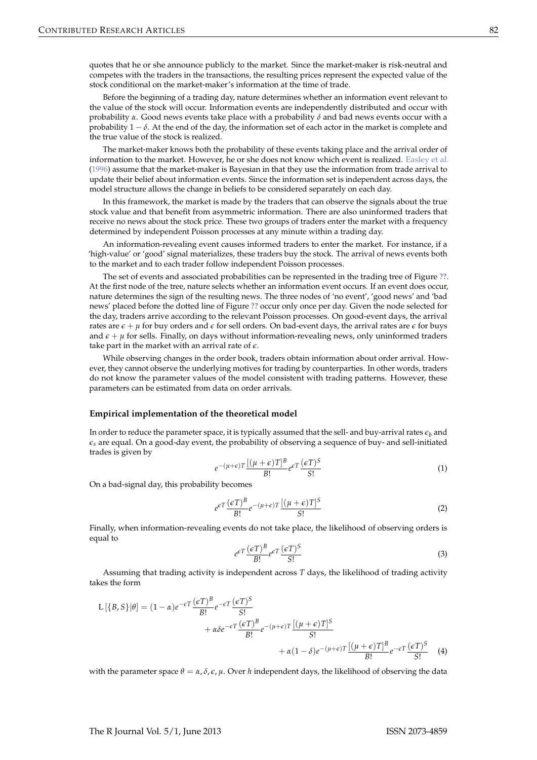quotes that he or she announce publicly to the market. Since the market-maker is risk-neutral and competes with the traders in the transactions, the resulting prices represent the expected value of the stock conditional on the market-maker's information at the time of trade.

Before the beginning of a trading day, nature determines whether an information event relevant to the value of the stock will occur. Information events are independently distributed and occur with probability $\alpha$. Good news events take place with a probability $\delta$ and bad news events occur with a probability $1 - \delta$. At the end of the day, the information set of each actor in the market is complete and the true value of the stock is realized.

The market-maker knows both the probability of these events taking place and the arrival order of information to the market. However, he or she does not know which event is realized. Easley et al. (1996) assume that the market-maker is Bayesian in that they use the information from trade arrival to update their belief about information events. Since the information set is independent across days, the model structure allows the change in beliefs to be considered separately on each day.

In this framework, the market is made by the traders that can observe the signals about the true stock value and that benefit from asymmetric information. There are also uninformed traders that receive no news about the stock price. These two groups of traders enter the market with a frequency determined by independent Poisson processes at any minute within a trading day.

An information-revealing event causes informed traders to enter the market. For instance, if a 'high-value' or 'good' signal materializes, these traders buy the stock. The arrival of news events both to the market and to each trader follow independent Poisson processes.

The set of events and associated probabilities can be represented in the trading tree of Figure ??. At the first node of the tree, nature selects whether an information event occurs. If an event does occur, nature determines the sign of the resulting news. The three nodes of 'no event', 'good news' and 'bad news' placed before the dotted line of Figure ?? occur only once per day. Given the node selected for the day, traders arrive according to the relevant Poisson processes. On good-event days, the arrival rates are $\epsilon + \mu$ for buy orders and $\epsilon$ for sell orders. On bad-event days, the arrival rates are $\epsilon$ for buys and $\epsilon + \mu$ for sells. Finally, on days without information-revealing news, only uninformed traders take part in the market with an arrival rate of $\epsilon$.

While observing changes in the order book, traders obtain information about order arrival. However, they cannot observe the underlying motives for trading by counterparties. In other words, traders do not know the parameter values of the model consistent with trading patterns. However, these parameters can be estimated from data on order arrivals.

### Empirical implementation of the theoretical model

In order to reduce the parameter space, it is typically assumed that the sell- and buy-arrival rates $\epsilon_b$ and $\epsilon_s$ are equal. On a good-day event, the probability of observing a sequence of buy- and sell-initiated trades is given by

$$e^{-(\mu+\epsilon)T}\frac{[(\mu+\epsilon)T]^B}{B!}e^{\epsilon T}\frac{(\epsilon T)^S}{S!} \tag{1}$$

On a bad-signal day, this probability becomes

$$e^{\epsilon T}\frac{(\epsilon T)^B}{B!}e^{-(\mu+\epsilon)T}\frac{[(\mu+\epsilon)T]^S}{S!} \tag{2}$$

Finally, when information-revealing events do not take place, the likelihood of observing orders is equal to

$$e^{\epsilon T}\frac{(\epsilon T)^B}{B!}e^{\epsilon T}\frac{(\epsilon T)^S}{S!} \tag{3}$$

Assuming that trading activity is independent across $T$ days, the likelihood of trading activity takes the form

$$\begin{aligned}
\mathrm{L}\left[\{B,S\}|\theta\right] = (1-\alpha)e^{-\epsilon T}\frac{(\epsilon T)^B}{B!}e^{-\epsilon T}\frac{(\epsilon T)^S}{S!} \\
+ \alpha\delta e^{-\epsilon T}\frac{(\epsilon T)^B}{B!}e^{-(\mu+\epsilon)T}\frac{[(\mu+\epsilon)T]^S}{S!} \\
+ \alpha(1-\delta)e^{-(\mu+\epsilon)T}\frac{[(\mu+\epsilon)T]^B}{B!}e^{-\epsilon T}\frac{(\epsilon T)^S}{S!}
\end{aligned} \tag{4}$$

with the parameter space $\theta = \alpha, \delta, \epsilon, \mu$. Over $h$ independent days, the likelihood of observing the data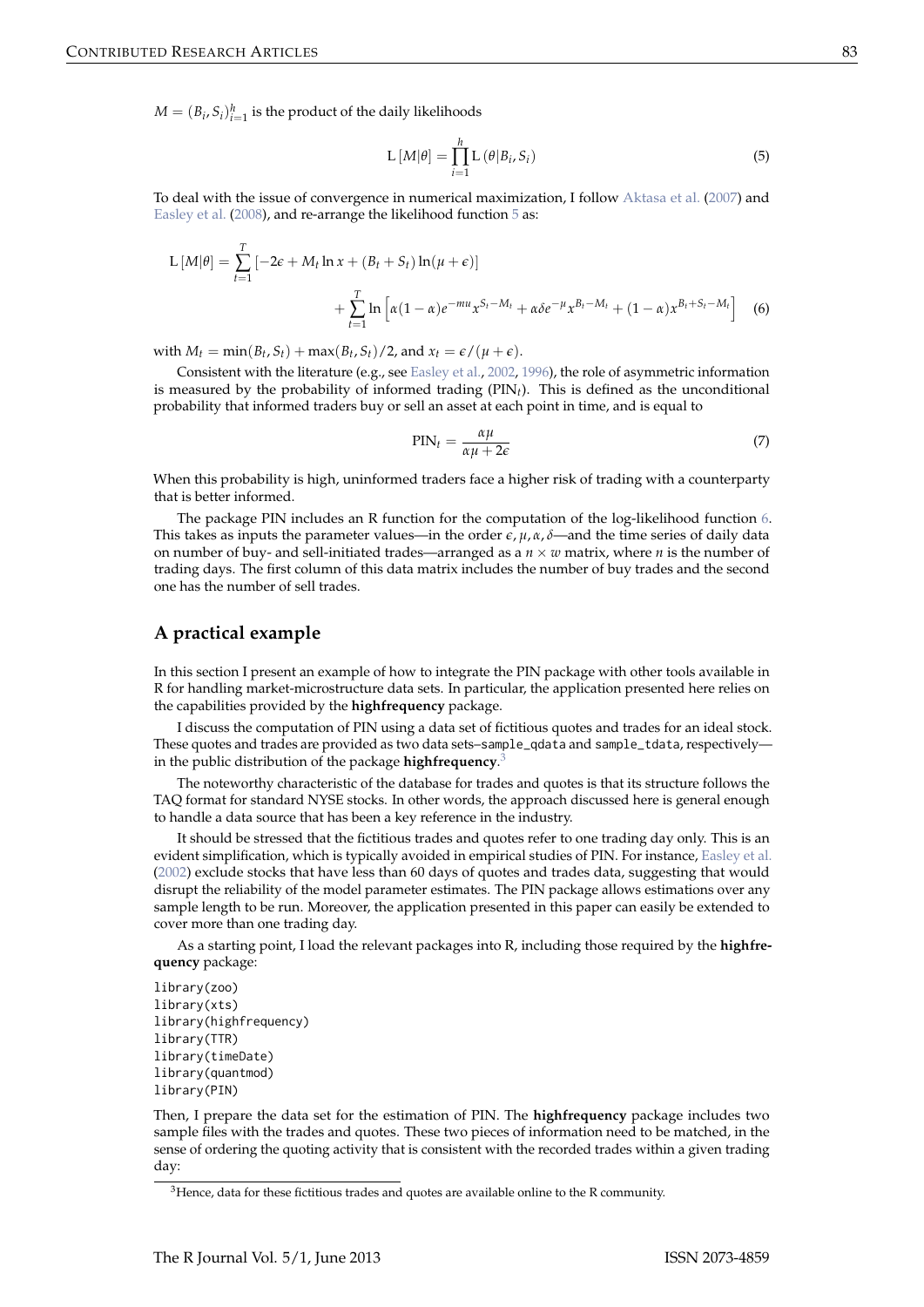$M = (B_i, S_i)_{i=1}^{h}$ is the product of the daily likelihoods

$$\mathrm{L}\left[M|\theta\right] = \prod_{i=1}^{h} \mathrm{L}\left(\theta|B_i, S_i\right) \tag{5}$$

To deal with the issue of convergence in numerical maximization, I follow Aktasa et al. (2007) and Easley et al. (2008), and re-arrange the likelihood function 5 as:

$$\mathrm{L}\left[M|\theta\right] = \sum_{t=1}^{T}\left[-2\epsilon + M_t \ln x + (B_t + S_t)\ln(\mu + \epsilon)\right] + \sum_{t=1}^{T} \ln\left[\alpha(1-\alpha)e^{-mu}x^{S_t - M_t} + \alpha\delta e^{-\mu}x^{B_t - M_t} + (1-\alpha)x^{B_t + S_t - M_t}\right] \tag{6}$$

with $M_t = \min(B_t, S_t) + \max(B_t, S_t)/2$, and $x_t = \epsilon/(\mu + \epsilon)$.

Consistent with the literature (e.g., see Easley et al., 2002, 1996), the role of asymmetric information is measured by the probability of informed trading ($\mathrm{PIN}_t$). This is defined as the unconditional probability that informed traders buy or sell an asset at each point in time, and is equal to

$$\mathrm{PIN}_t = \frac{\alpha\mu}{\alpha\mu + 2\epsilon} \tag{7}$$

When this probability is high, uninformed traders face a higher risk of trading with a counterparty that is better informed.

The package PIN includes an R function for the computation of the log-likelihood function 6. This takes as inputs the parameter values—in the order $\epsilon, \mu, \alpha, \delta$—and the time series of daily data on number of buy- and sell-initiated trades—arranged as a $n \times w$ matrix, where $n$ is the number of trading days. The first column of this data matrix includes the number of buy trades and the second one has the number of sell trades.

## A practical example

In this section I present an example of how to integrate the PIN package with other tools available in R for handling market-microstructure data sets. In particular, the application presented here relies on the capabilities provided by the **highfrequency** package.

I discuss the computation of PIN using a data set of fictitious quotes and trades for an ideal stock. These quotes and trades are provided as two data sets–sample_qdata and sample_tdata, respectively—in the public distribution of the package **highfrequency**.[3]

The noteworthy characteristic of the database for trades and quotes is that its structure follows the TAQ format for standard NYSE stocks. In other words, the approach discussed here is general enough to handle a data source that has been a key reference in the industry.

It should be stressed that the fictitious trades and quotes refer to one trading day only. This is an evident simplification, which is typically avoided in empirical studies of PIN. For instance, Easley et al. (2002) exclude stocks that have less than 60 days of quotes and trades data, suggesting that would disrupt the reliability of the model parameter estimates. The PIN package allows estimations over any sample length to be run. Moreover, the application presented in this paper can easily be extended to cover more than one trading day.

As a starting point, I load the relevant packages into R, including those required by the **highfrequency** package:

```
library(zoo)
library(xts)
library(highfrequency)
library(TTR)
library(timeDate)
library(quantmod)
library(PIN)
```

Then, I prepare the data set for the estimation of PIN. The **highfrequency** package includes two sample files with the trades and quotes. These two pieces of information need to be matched, in the sense of ordering the quoting activity that is consistent with the recorded trades within a given trading day:

[3] Hence, data for these fictitious trades and quotes are available online to the R community.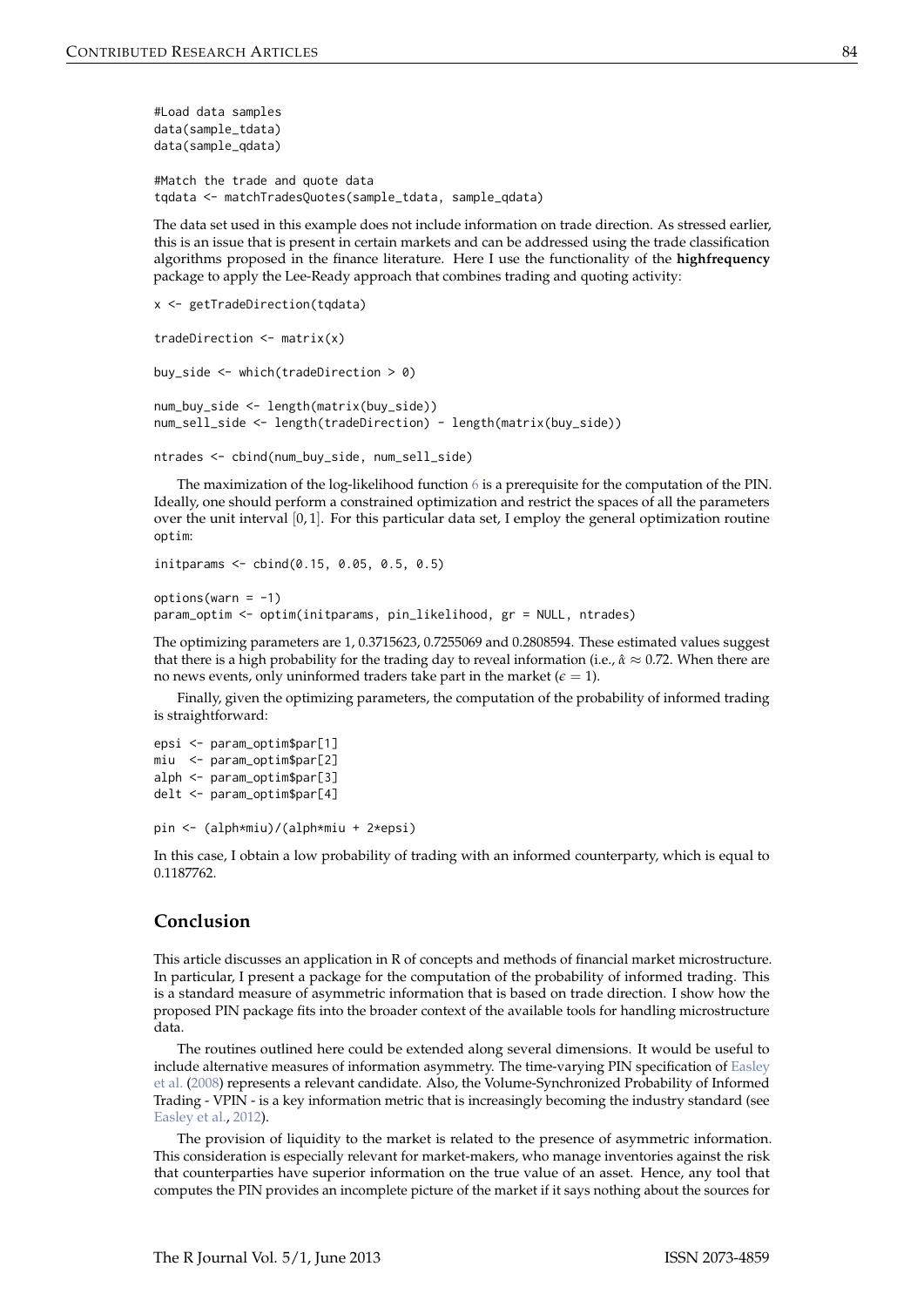```
#Load data samples
data(sample_tdata)
data(sample_qdata)

#Match the trade and quote data
tqdata <- matchTradesQuotes(sample_tdata, sample_qdata)
```

The data set used in this example does not include information on trade direction. As stressed earlier, this is an issue that is present in certain markets and can be addressed using the trade classification algorithms proposed in the finance literature. Here I use the functionality of the **highfrequency** package to apply the Lee-Ready approach that combines trading and quoting activity:

```
x <- getTradeDirection(tqdata)

tradeDirection <- matrix(x)

buy_side <- which(tradeDirection > 0)

num_buy_side <- length(matrix(buy_side))
num_sell_side <- length(tradeDirection) - length(matrix(buy_side))

ntrades <- cbind(num_buy_side, num_sell_side)
```

The maximization of the log-likelihood function 6 is a prerequisite for the computation of the PIN. Ideally, one should perform a constrained optimization and restrict the spaces of all the parameters over the unit interval $[0, 1]$. For this particular data set, I employ the general optimization routine `optim`:

```
initparams <- cbind(0.15, 0.05, 0.5, 0.5)

options(warn = -1)
param_optim <- optim(initparams, pin_likelihood, gr = NULL, ntrades)
```

The optimizing parameters are 1, 0.3715623, 0.7255069 and 0.2808594. These estimated values suggest that there is a high probability for the trading day to reveal information (i.e., $\hat{\alpha} \approx 0.72$. When there are no news events, only uninformed traders take part in the market ($\epsilon = 1$).

Finally, given the optimizing parameters, the computation of the probability of informed trading is straightforward:

```
epsi <- param_optim$par[1]
miu  <- param_optim$par[2]
alph <- param_optim$par[3]
delt <- param_optim$par[4]

pin <- (alph*miu)/(alph*miu + 2*epsi)
```

In this case, I obtain a low probability of trading with an informed counterparty, which is equal to 0.1187762.

## Conclusion

This article discusses an application in R of concepts and methods of financial market microstructure. In particular, I present a package for the computation of the probability of informed trading. This is a standard measure of asymmetric information that is based on trade direction. I show how the proposed PIN package fits into the broader context of the available tools for handling microstructure data.

The routines outlined here could be extended along several dimensions. It would be useful to include alternative measures of information asymmetry. The time-varying PIN specification of Easley et al. (2008) represents a relevant candidate. Also, the Volume-Synchronized Probability of Informed Trading - VPIN - is a key information metric that is increasingly becoming the industry standard (see Easley et al., 2012).

The provision of liquidity to the market is related to the presence of asymmetric information. This consideration is especially relevant for market-makers, who manage inventories against the risk that counterparties have superior information on the true value of an asset. Hence, any tool that computes the PIN provides an incomplete picture of the market if it says nothing about the sources for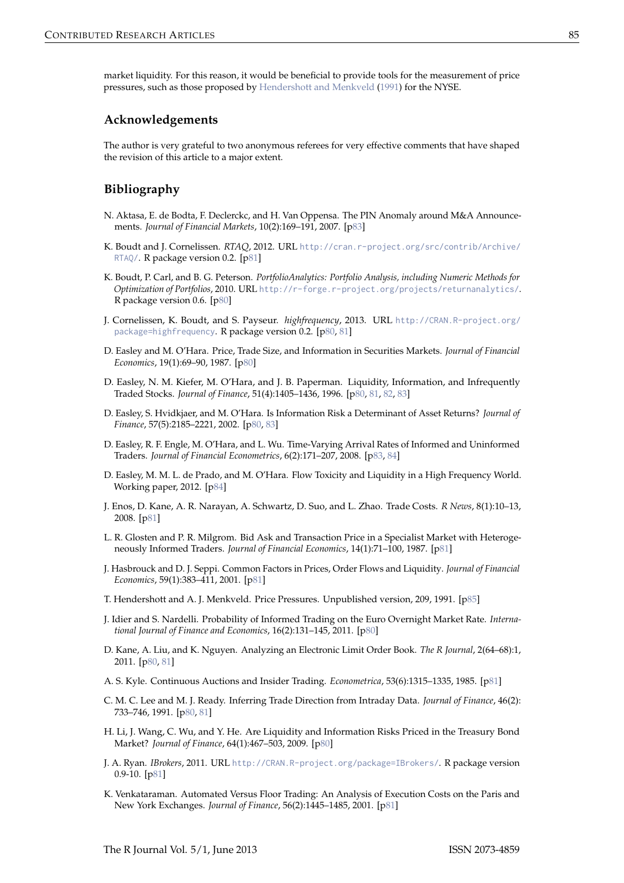market liquidity. For this reason, it would be beneficial to provide tools for the measurement of price pressures, such as those proposed by Hendershott and Menkveld (1991) for the NYSE.

## Acknowledgements

The author is very grateful to two anonymous referees for very effective comments that have shaped the revision of this article to a major extent.

## Bibliography

N. Aktasa, E. de Bodta, F. Declerckc, and H. Van Oppensa. The PIN Anomaly around M&A Announcements. *Journal of Financial Markets*, 10(2):169–191, 2007. [p83]

K. Boudt and J. Cornelissen. *RTAQ*, 2012. URL http://cran.r-project.org/src/contrib/Archive/RTAQ/. R package version 0.2. [p81]

K. Boudt, P. Carl, and B. G. Peterson. *PortfolioAnalytics: Portfolio Analysis, including Numeric Methods for Optimization of Portfolios*, 2010. URL http://r-forge.r-project.org/projects/returnanalytics/. R package version 0.6. [p80]

J. Cornelissen, K. Boudt, and S. Payseur. *highfrequency*, 2013. URL http://CRAN.R-project.org/package=highfrequency. R package version 0.2. [p80, 81]

D. Easley and M. O'Hara. Price, Trade Size, and Information in Securities Markets. *Journal of Financial Economics*, 19(1):69–90, 1987. [p80]

D. Easley, N. M. Kiefer, M. O'Hara, and J. B. Paperman. Liquidity, Information, and Infrequently Traded Stocks. *Journal of Finance*, 51(4):1405–1436, 1996. [p80, 81, 82, 83]

D. Easley, S. Hvidkjaer, and M. O'Hara. Is Information Risk a Determinant of Asset Returns? *Journal of Finance*, 57(5):2185–2221, 2002. [p80, 83]

D. Easley, R. F. Engle, M. O'Hara, and L. Wu. Time-Varying Arrival Rates of Informed and Uninformed Traders. *Journal of Financial Econometrics*, 6(2):171–207, 2008. [p83, 84]

D. Easley, M. M. L. de Prado, and M. O'Hara. Flow Toxicity and Liquidity in a High Frequency World. Working paper, 2012. [p84]

J. Enos, D. Kane, A. R. Narayan, A. Schwartz, D. Suo, and L. Zhao. Trade Costs. *R News*, 8(1):10–13, 2008. [p81]

L. R. Glosten and P. R. Milgrom. Bid Ask and Transaction Price in a Specialist Market with Heterogeneously Informed Traders. *Journal of Financial Economics*, 14(1):71–100, 1987. [p81]

J. Hasbrouck and D. J. Seppi. Common Factors in Prices, Order Flows and Liquidity. *Journal of Financial Economics*, 59(1):383–411, 2001. [p81]

T. Hendershott and A. J. Menkveld. Price Pressures. Unpublished version, 209, 1991. [p85]

J. Idier and S. Nardelli. Probability of Informed Trading on the Euro Overnight Market Rate. *International Journal of Finance and Economics*, 16(2):131–145, 2011. [p80]

D. Kane, A. Liu, and K. Nguyen. Analyzing an Electronic Limit Order Book. *The R Journal*, 2(64–68):1, 2011. [p80, 81]

A. S. Kyle. Continuous Auctions and Insider Trading. *Econometrica*, 53(6):1315–1335, 1985. [p81]

C. M. C. Lee and M. J. Ready. Inferring Trade Direction from Intraday Data. *Journal of Finance*, 46(2):733–746, 1991. [p80, 81]

H. Li, J. Wang, C. Wu, and Y. He. Are Liquidity and Information Risks Priced in the Treasury Bond Market? *Journal of Finance*, 64(1):467–503, 2009. [p80]

J. A. Ryan. *IBrokers*, 2011. URL http://CRAN.R-project.org/package=IBrokers/. R package version 0.9-10. [p81]

K. Venkataraman. Automated Versus Floor Trading: An Analysis of Execution Costs on the Paris and New York Exchanges. *Journal of Finance*, 56(2):1445–1485, 2001. [p81]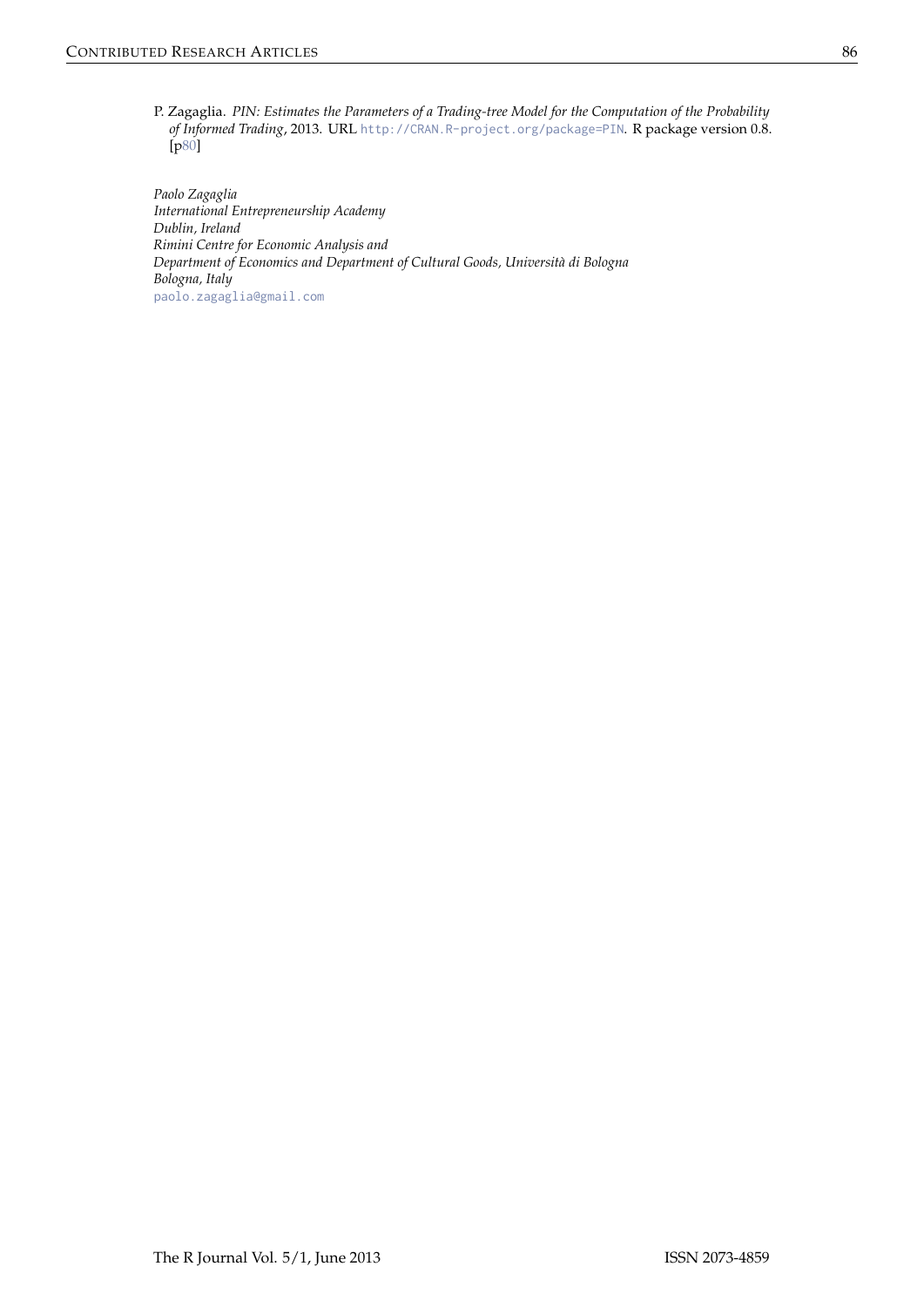P. Zagaglia. *PIN: Estimates the Parameters of a Trading-tree Model for the Computation of the Probability of Informed Trading*, 2013. URL http://CRAN.R-project.org/package=PIN. R package version 0.8. [p80]

*Paolo Zagaglia*
*International Entrepreneurship Academy*
*Dublin, Ireland*
*Rimini Centre for Economic Analysis and*
*Department of Economics and Department of Cultural Goods, Università di Bologna*
*Bologna, Italy*
paolo.zagaglia@gmail.com